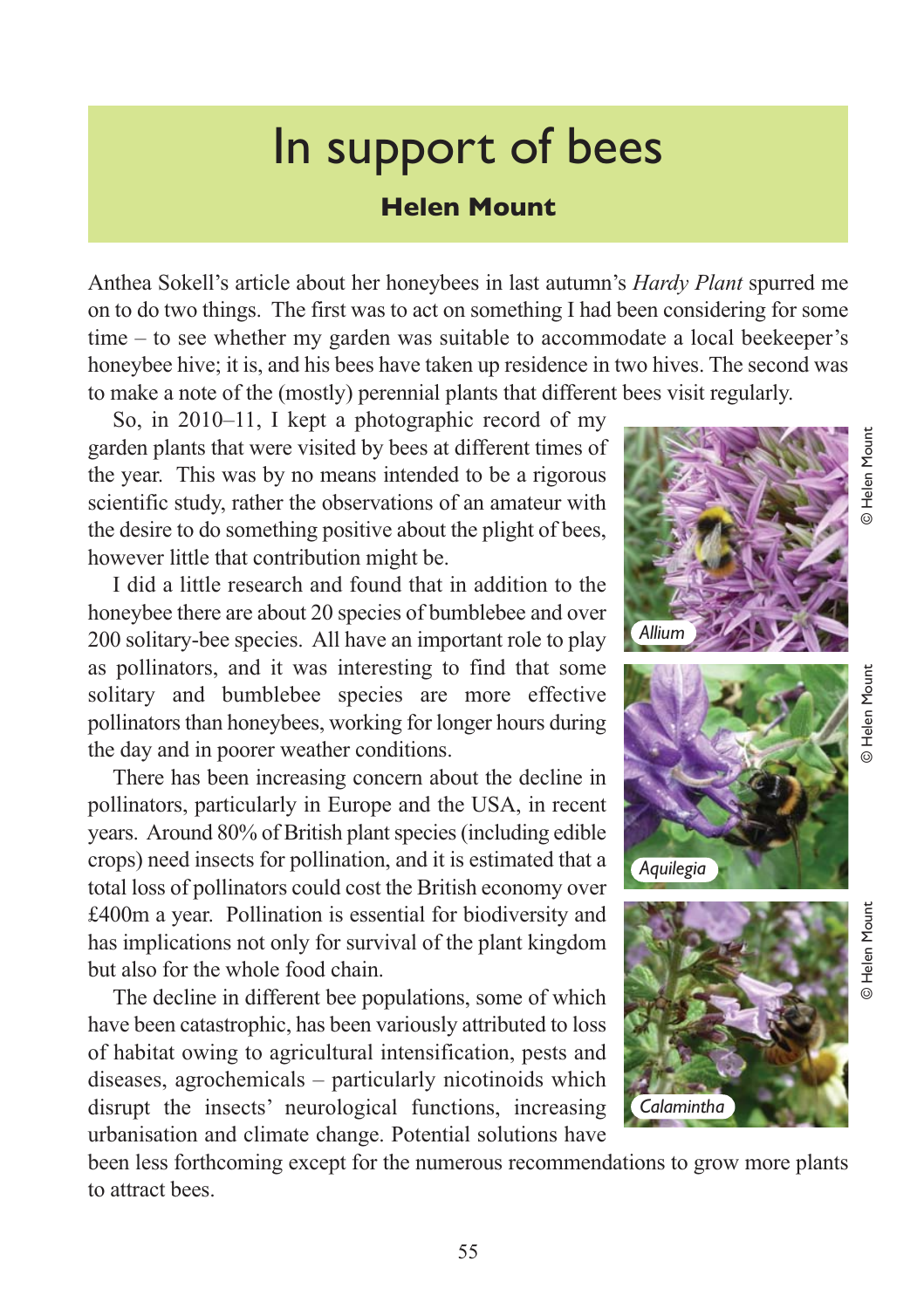# In support of bees

## Helen Mount

Anthea Sokell's article about her honeybees in last autumn's *Hardy Plant* spurred me on to do two things. The first was to act on something I had been considering for some time – to see whether my garden was suitable to accommodate a local beekeeper's honeybee hive; it is, and his bees have taken up residence in two hives. The second was to make a note of the (mostly) perennial plants that different bees visit regularly.

So, in 2010–11, I kept a photographic record of my garden plants that were visited by bees at different times of the year. This was by no means intended to be a rigorous scientific study, rather the observations of an amateur with the desire to do something positive about the plight of bees, however little that contribution might be.

I did a little research and found that in addition to the honeybee there are about 20 species of bumblebee and over 200 solitary-bee species. All have an important role to play as pollinators, and it was interesting to find that some solitary and bumblebee species are more effective pollinators than honeybees, working for longer hours during the day and in poorer weather conditions.

There has been increasing concern about the decline in pollinators, particularly in Europe and the USA, in recent years. Around 80% of British plant species (including edible crops) need insects for pollination, and it is estimated that a total loss of pollinators could cost the British economy over £400m a year. Pollination is essential for biodiversity and has implications not only for survival of the plant kingdom but also for the whole food chain.

The decline in different bee populations, some of which have been catastrophic, has been variously attributed to loss of habitat owing to agricultural intensification, pests and diseases, agrochemicals – particularly nicotinoids which disrupt the insects' neurological functions, increasing urbanisation and climate change. Potential solutions have been less forthcoming except for the numerous recommendations to grow more plants to attract bees.

*Allium* © Helen Mount

*Aquilegia* © Helen Mount

*Calamintha* © Helen Mount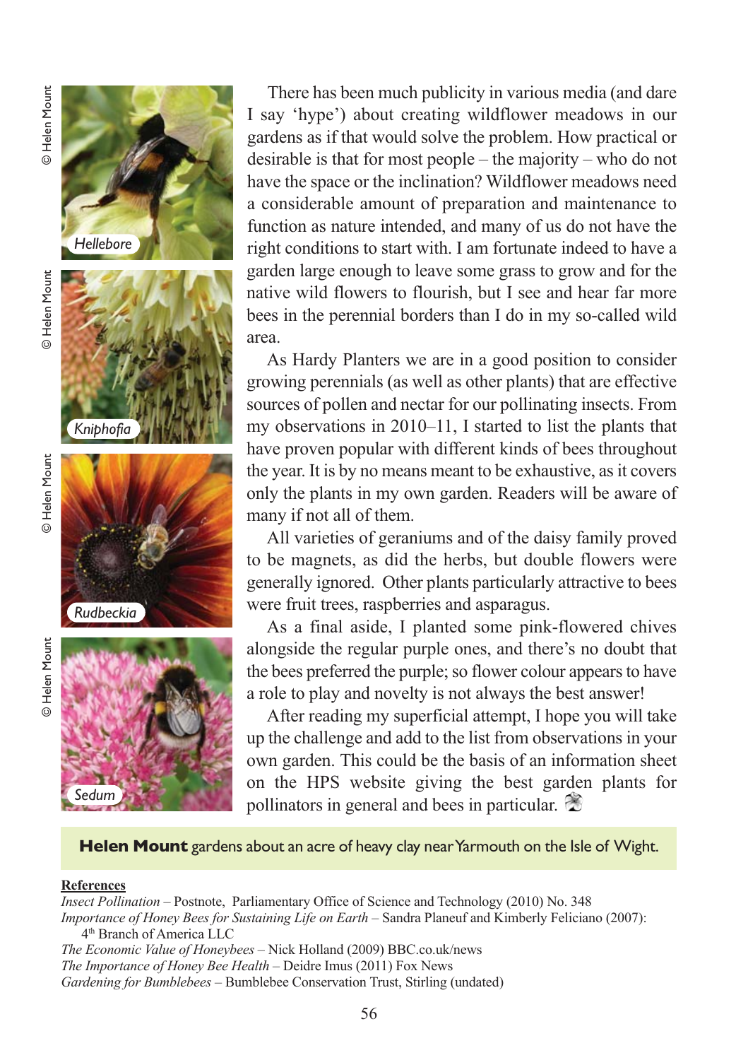There has been much publicity in various media (and dare I say 'hype') about creating wildflower meadows in our gardens as if that would solve the problem. How practical or desirable is that for most people – the majority – who do not have the space or the inclination? Wildflower meadows need a considerable amount of preparation and maintenance to function as nature intended, and many of us do not have the right conditions to start with. I am fortunate indeed to have a garden large enough to leave some grass to grow and for the native wild flowers to flourish, but I see and hear far more bees in the perennial borders than I do in my so-called wild area.

As Hardy Planters we are in a good position to consider growing perennials (as well as other plants) that are effective sources of pollen and nectar for our pollinating insects. From my observations in 2010–11, I started to list the plants that have proven popular with different kinds of bees throughout the year. It is by no means meant to be exhaustive, as it covers only the plants in my own garden. Readers will be aware of many if not all of them.

All varieties of geraniums and of the daisy family proved to be magnets, as did the herbs, but double flowers were generally ignored. Other plants particularly attractive to bees were fruit trees, raspberries and asparagus.

As a final aside, I planted some pink-flowered chives alongside the regular purple ones, and there's no doubt that the bees preferred the purple; so flower colour appears to have a role to play and novelty is not always the best answer!

After reading my superficial attempt, I hope you will take up the challenge and add to the list from observations in your own garden. This could be the basis of an information sheet on the HPS website giving the best garden plants for pollinators in general and bees in particular.

Hellebore © Helen Mount

Kniphofia © Helen Mount

Rudbeckia © Helen Mount

Sedum © Helen Mount

**Helen Mount** gardens about an acre of heavy clay near Yarmouth on the Isle of Wight.

**References**

*Insect Pollination* – Postnote, Parliamentary Office of Science and Technology (2010) No. 348
*Importance of Honey Bees for Sustaining Life on Earth* – Sandra Planeuf and Kimberly Feliciano (2007): 4th Branch of America LLC
*The Economic Value of Honeybees* – Nick Holland (2009) BBC.co.uk/news
*The Importance of Honey Bee Health* – Deidre Imus (2011) Fox News
*Gardening for Bumblebees* – Bumblebee Conservation Trust, Stirling (undated)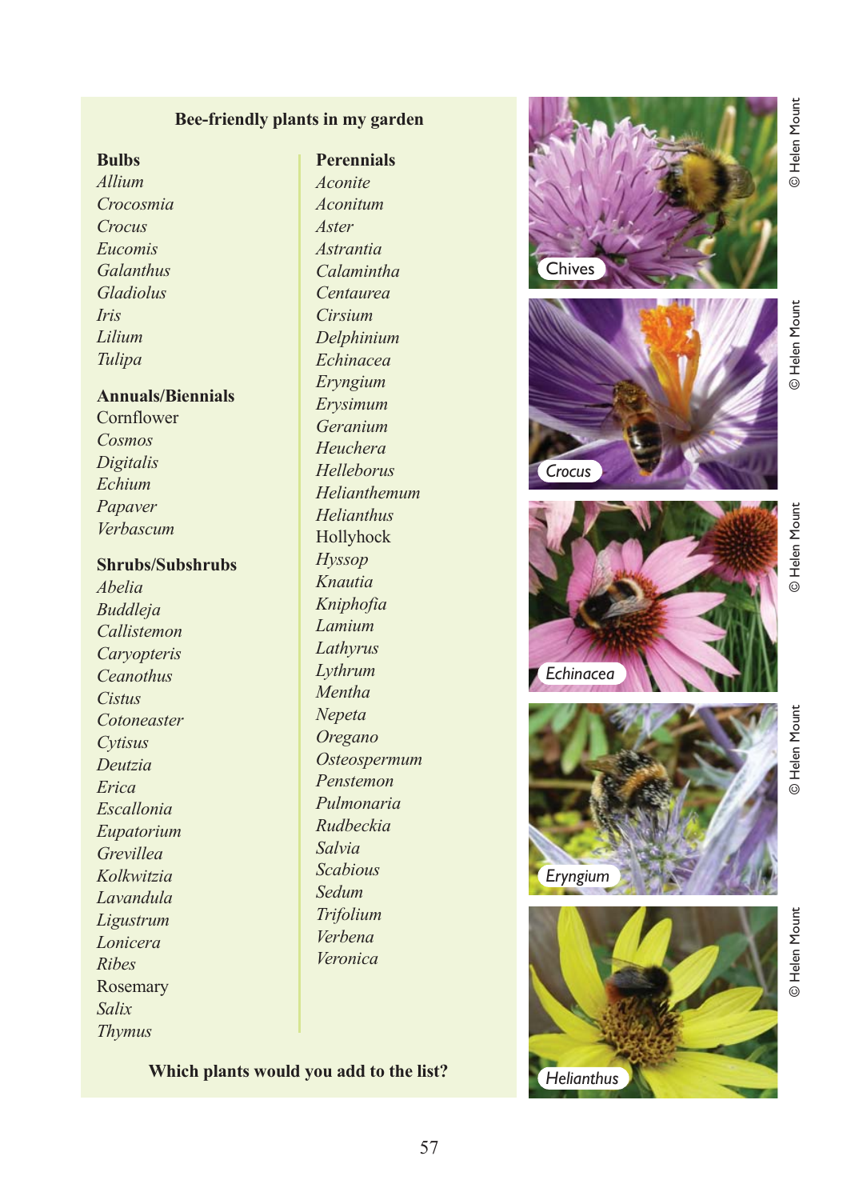## Bee-friendly plants in my garden

### Bulbs

*Allium*
*Crocosmia*
*Crocus*
*Eucomis*
*Galanthus*
*Gladiolus*
*Iris*
*Lilium*
*Tulipa*

### Annuals/Biennials

Cornflower
*Cosmos*
*Digitalis*
*Echium*
*Papaver*
*Verbascum*

### Shrubs/Subshrubs

*Abelia*
*Buddleja*
*Callistemon*
*Caryopteris*
*Ceanothus*
*Cistus*
*Cotoneaster*
*Cytisus*
*Deutzia*
*Erica*
*Escallonia*
*Eupatorium*
*Grevillea*
*Kolkwitzia*
*Lavandula*
*Ligustrum*
*Lonicera*
*Ribes*
Rosemary
*Salix*
*Thymus*

### Perennials

*Aconite*
*Aconitum*
*Aster*
*Astrantia*
*Calamintha*
*Centaurea*
*Cirsium*
*Delphinium*
*Echinacea*
*Eryngium*
*Erysimum*
*Geranium*
*Heuchera*
*Helleborus*
*Helianthemum*
*Helianthus*
Hollyhock
*Hyssop*
*Knautia*
*Kniphofia*
*Lamium*
*Lathyrus*
*Lythrum*
*Mentha*
*Nepeta*
*Oregano*
*Osteospermum*
*Penstemon*
*Pulmonaria*
*Rudbeckia*
*Salvia*
*Scabious*
*Sedum*
*Trifolium*
*Verbena*
*Veronica*

**Which plants would you add to the list?**

Chives © Helen Mount

*Crocus* © Helen Mount

*Echinacea* © Helen Mount

*Eryngium* © Helen Mount

*Helianthus* © Helen Mount